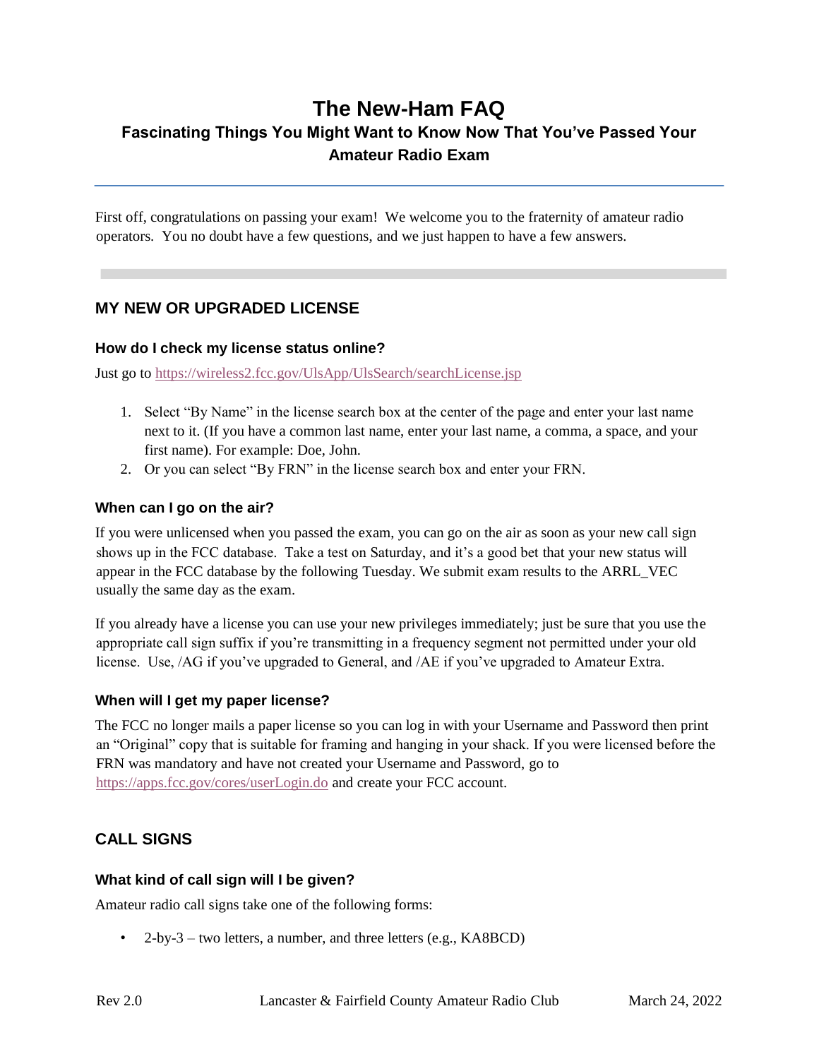# The New-Ham FAQ

## Fascinating Things You Might Want to Know Now That You've Passed Your Amateur Radio Exam

First off, congratulations on passing your exam! We welcome you to the fraternity of amateur radio operators. You no doubt have a few questions, and we just happen to have a few answers.

## MY NEW OR UPGRADED LICENSE

### How do I check my license status online?

Just go to https://wireless2.fcc.gov/UlsApp/UlsSearch/searchLicense.jsp

1. Select "By Name" in the license search box at the center of the page and enter your last name next to it. (If you have a common last name, enter your last name, a comma, a space, and your first name). For example: Doe, John.
2. Or you can select "By FRN" in the license search box and enter your FRN.

### When can I go on the air?

If you were unlicensed when you passed the exam, you can go on the air as soon as your new call sign shows up in the FCC database. Take a test on Saturday, and it's a good bet that your new status will appear in the FCC database by the following Tuesday. We submit exam results to the ARRL_VEC usually the same day as the exam.

If you already have a license you can use your new privileges immediately; just be sure that you use the appropriate call sign suffix if you're transmitting in a frequency segment not permitted under your old license. Use, /AG if you've upgraded to General, and /AE if you've upgraded to Amateur Extra.

### When will I get my paper license?

The FCC no longer mails a paper license so you can log in with your Username and Password then print an "Original" copy that is suitable for framing and hanging in your shack. If you were licensed before the FRN was mandatory and have not created your Username and Password, go to https://apps.fcc.gov/cores/userLogin.do and create your FCC account.

## CALL SIGNS

### What kind of call sign will I be given?

Amateur radio call signs take one of the following forms:

- 2-by-3 – two letters, a number, and three letters (e.g., KA8BCD)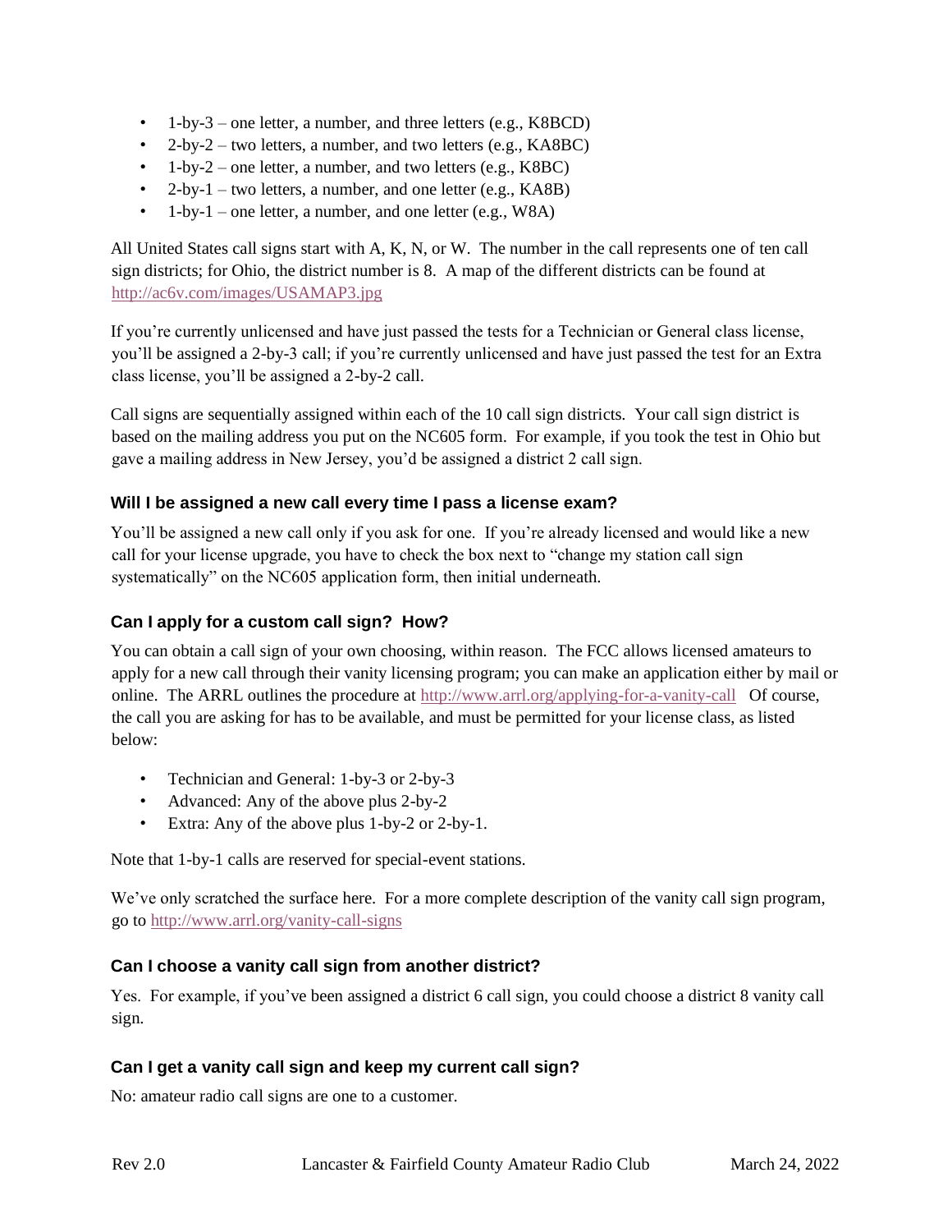- 1-by-3 – one letter, a number, and three letters (e.g., K8BCD)
- 2-by-2 – two letters, a number, and two letters (e.g., KA8BC)
- 1-by-2 – one letter, a number, and two letters (e.g., K8BC)
- 2-by-1 – two letters, a number, and one letter (e.g., KA8B)
- 1-by-1 – one letter, a number, and one letter (e.g., W8A)

All United States call signs start with A, K, N, or W. The number in the call represents one of ten call sign districts; for Ohio, the district number is 8. A map of the different districts can be found at http://ac6v.com/images/USAMAP3.jpg

If you're currently unlicensed and have just passed the tests for a Technician or General class license, you'll be assigned a 2-by-3 call; if you're currently unlicensed and have just passed the test for an Extra class license, you'll be assigned a 2-by-2 call.

Call signs are sequentially assigned within each of the 10 call sign districts. Your call sign district is based on the mailing address you put on the NC605 form. For example, if you took the test in Ohio but gave a mailing address in New Jersey, you'd be assigned a district 2 call sign.

### Will I be assigned a new call every time I pass a license exam?

You'll be assigned a new call only if you ask for one. If you're already licensed and would like a new call for your license upgrade, you have to check the box next to "change my station call sign systematically" on the NC605 application form, then initial underneath.

### Can I apply for a custom call sign? How?

You can obtain a call sign of your own choosing, within reason. The FCC allows licensed amateurs to apply for a new call through their vanity licensing program; you can make an application either by mail or online. The ARRL outlines the procedure at http://www.arrl.org/applying-for-a-vanity-call Of course, the call you are asking for has to be available, and must be permitted for your license class, as listed below:

- Technician and General: 1-by-3 or 2-by-3
- Advanced: Any of the above plus 2-by-2
- Extra: Any of the above plus 1-by-2 or 2-by-1.

Note that 1-by-1 calls are reserved for special-event stations.

We've only scratched the surface here. For a more complete description of the vanity call sign program, go to http://www.arrl.org/vanity-call-signs

### Can I choose a vanity call sign from another district?

Yes. For example, if you've been assigned a district 6 call sign, you could choose a district 8 vanity call sign.

### Can I get a vanity call sign and keep my current call sign?

No: amateur radio call signs are one to a customer.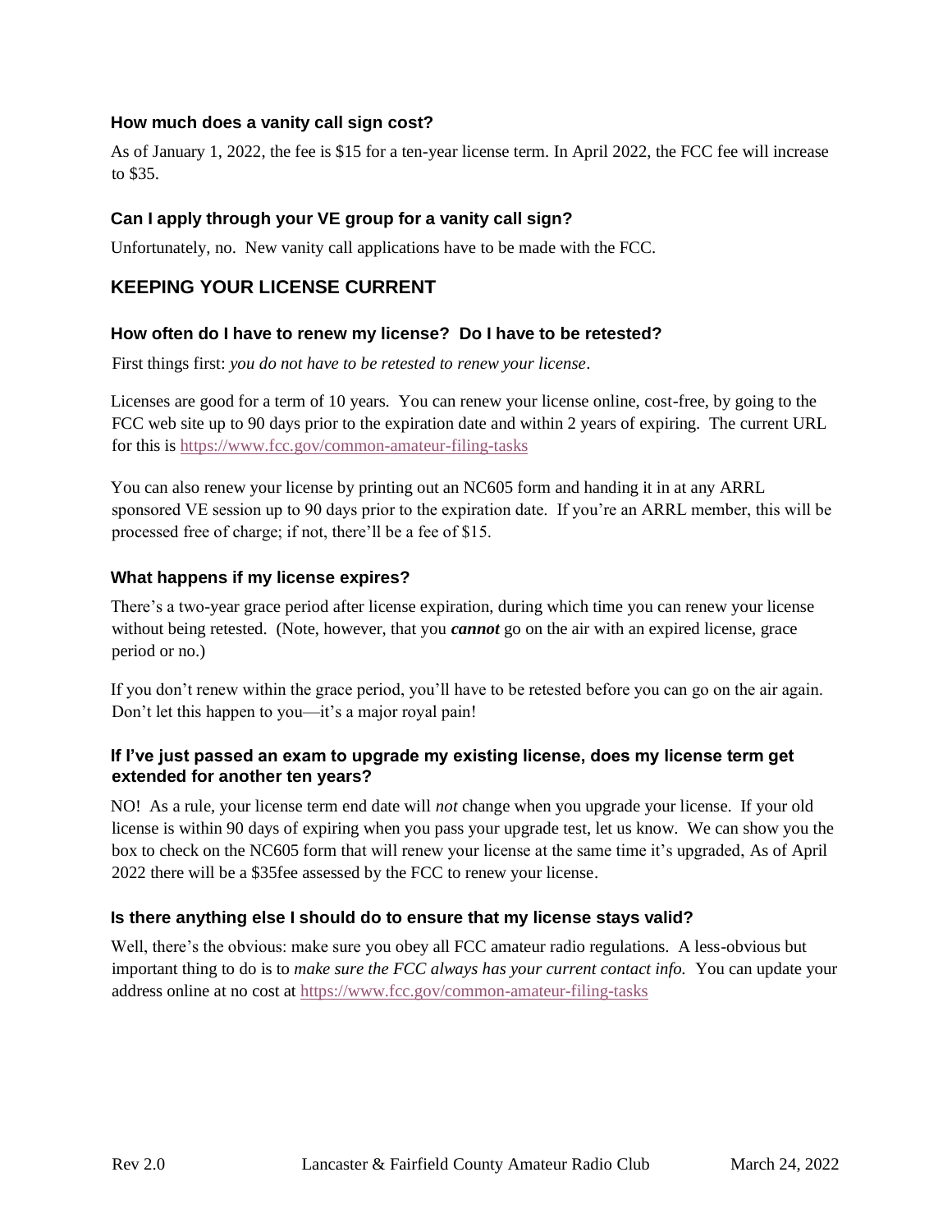### How much does a vanity call sign cost?

As of January 1, 2022, the fee is $15 for a ten-year license term. In April 2022, the FCC fee will increase to $35.

### Can I apply through your VE group for a vanity call sign?

Unfortunately, no. New vanity call applications have to be made with the FCC.

## KEEPING YOUR LICENSE CURRENT

### How often do I have to renew my license? Do I have to be retested?

First things first: *you do not have to be retested to renew your license*.

Licenses are good for a term of 10 years. You can renew your license online, cost-free, by going to the FCC web site up to 90 days prior to the expiration date and within 2 years of expiring. The current URL for this is https://www.fcc.gov/common-amateur-filing-tasks

You can also renew your license by printing out an NC605 form and handing it in at any ARRL sponsored VE session up to 90 days prior to the expiration date. If you're an ARRL member, this will be processed free of charge; if not, there'll be a fee of $15.

### What happens if my license expires?

There's a two-year grace period after license expiration, during which time you can renew your license without being retested. (Note, however, that you ***cannot*** go on the air with an expired license, grace period or no.)

If you don't renew within the grace period, you'll have to be retested before you can go on the air again. Don't let this happen to you—it's a major royal pain!

### If I've just passed an exam to upgrade my existing license, does my license term get extended for another ten years?

NO! As a rule, your license term end date will *not* change when you upgrade your license. If your old license is within 90 days of expiring when you pass your upgrade test, let us know. We can show you the box to check on the NC605 form that will renew your license at the same time it's upgraded, As of April 2022 there will be a $35fee assessed by the FCC to renew your license.

### Is there anything else I should do to ensure that my license stays valid?

Well, there's the obvious: make sure you obey all FCC amateur radio regulations. A less-obvious but important thing to do is to *make sure the FCC always has your current contact info.* You can update your address online at no cost at https://www.fcc.gov/common-amateur-filing-tasks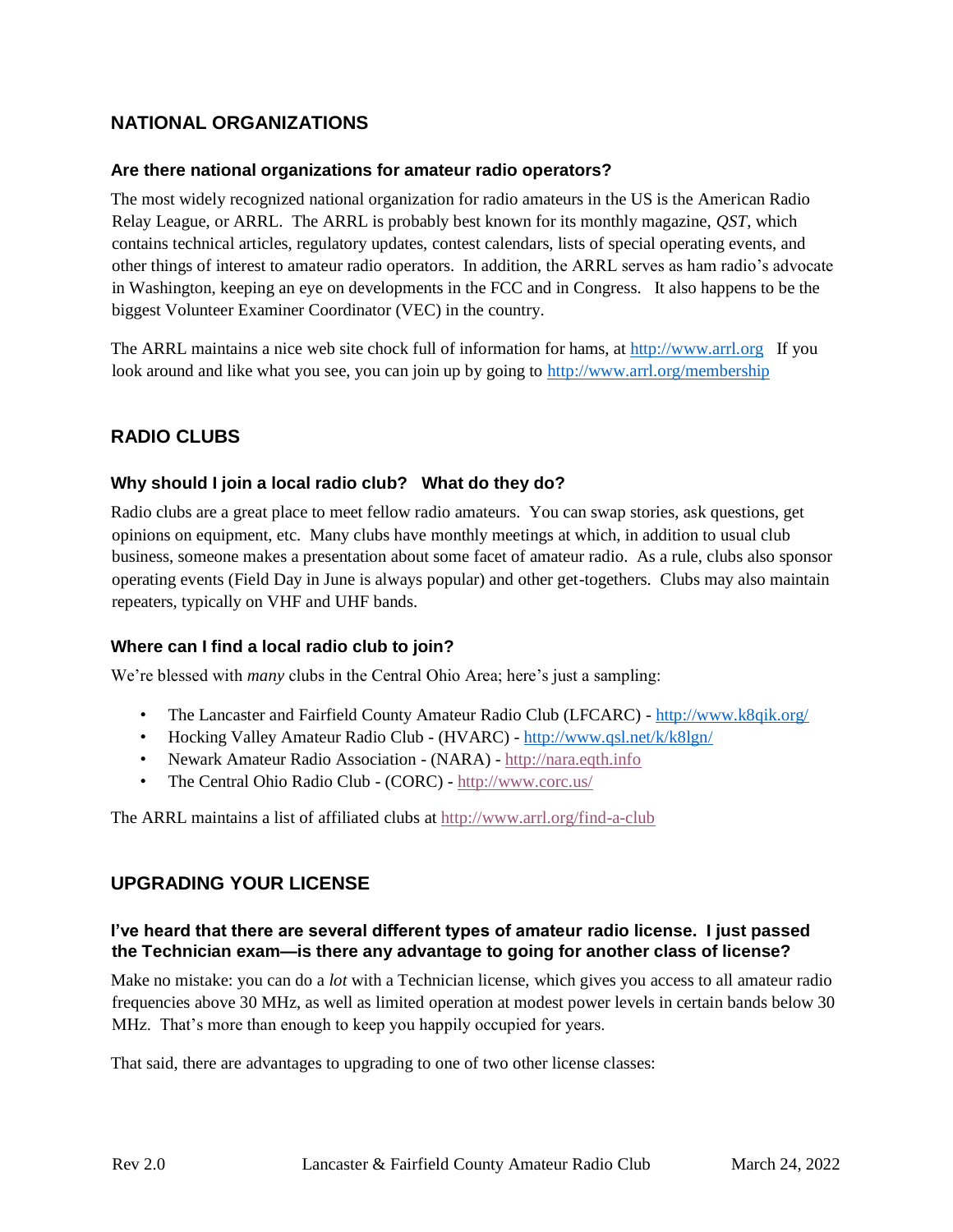## NATIONAL ORGANIZATIONS

### Are there national organizations for amateur radio operators?

The most widely recognized national organization for radio amateurs in the US is the American Radio Relay League, or ARRL. The ARRL is probably best known for its monthly magazine, *QST*, which contains technical articles, regulatory updates, contest calendars, lists of special operating events, and other things of interest to amateur radio operators. In addition, the ARRL serves as ham radio's advocate in Washington, keeping an eye on developments in the FCC and in Congress. It also happens to be the biggest Volunteer Examiner Coordinator (VEC) in the country.

The ARRL maintains a nice web site chock full of information for hams, at http://www.arrl.org If you look around and like what you see, you can join up by going to http://www.arrl.org/membership

## RADIO CLUBS

### Why should I join a local radio club? What do they do?

Radio clubs are a great place to meet fellow radio amateurs. You can swap stories, ask questions, get opinions on equipment, etc. Many clubs have monthly meetings at which, in addition to usual club business, someone makes a presentation about some facet of amateur radio. As a rule, clubs also sponsor operating events (Field Day in June is always popular) and other get-togethers. Clubs may also maintain repeaters, typically on VHF and UHF bands.

### Where can I find a local radio club to join?

We're blessed with *many* clubs in the Central Ohio Area; here's just a sampling:

- The Lancaster and Fairfield County Amateur Radio Club (LFCARC) - http://www.k8qik.org/
- Hocking Valley Amateur Radio Club - (HVARC) - http://www.qsl.net/k/k8lgn/
- Newark Amateur Radio Association - (NARA) - http://nara.eqth.info
- The Central Ohio Radio Club - (CORC) - http://www.corc.us/

The ARRL maintains a list of affiliated clubs at http://www.arrl.org/find-a-club

## UPGRADING YOUR LICENSE

### I've heard that there are several different types of amateur radio license. I just passed the Technician exam—is there any advantage to going for another class of license?

Make no mistake: you can do a *lot* with a Technician license, which gives you access to all amateur radio frequencies above 30 MHz, as well as limited operation at modest power levels in certain bands below 30 MHz. That's more than enough to keep you happily occupied for years.

That said, there are advantages to upgrading to one of two other license classes: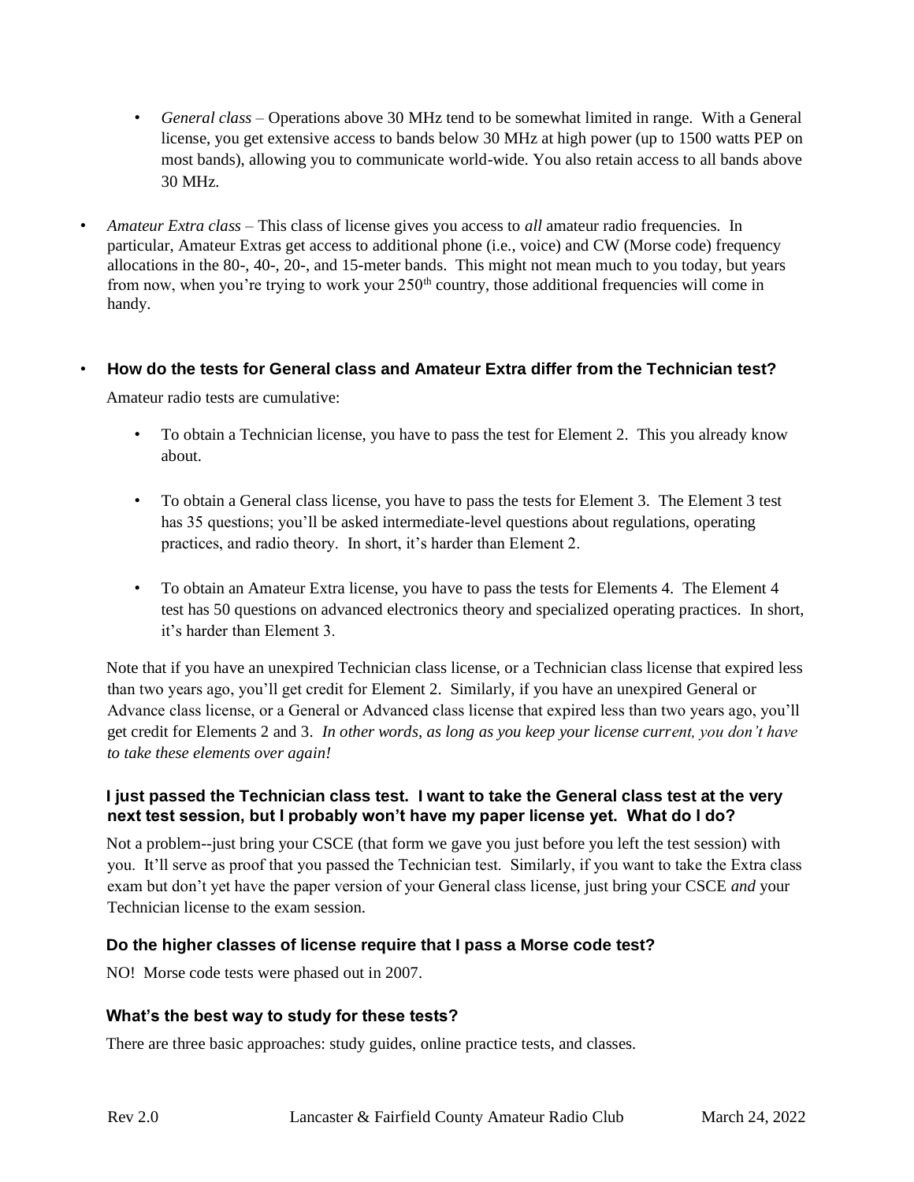- *General class* – Operations above 30 MHz tend to be somewhat limited in range. With a General license, you get extensive access to bands below 30 MHz at high power (up to 1500 watts PEP on most bands), allowing you to communicate world-wide. You also retain access to all bands above 30 MHz.

- *Amateur Extra class* – This class of license gives you access to *all* amateur radio frequencies. In particular, Amateur Extras get access to additional phone (i.e., voice) and CW (Morse code) frequency allocations in the 80-, 40-, 20-, and 15-meter bands. This might not mean much to you today, but years from now, when you're trying to work your 250th country, those additional frequencies will come in handy.

- **How do the tests for General class and Amateur Extra differ from the Technician test?**

  Amateur radio tests are cumulative:

  - To obtain a Technician license, you have to pass the test for Element 2. This you already know about.

  - To obtain a General class license, you have to pass the tests for Element 3. The Element 3 test has 35 questions; you'll be asked intermediate-level questions about regulations, operating practices, and radio theory. In short, it's harder than Element 2.

  - To obtain an Amateur Extra license, you have to pass the tests for Elements 4. The Element 4 test has 50 questions on advanced electronics theory and specialized operating practices. In short, it's harder than Element 3.

  Note that if you have an unexpired Technician class license, or a Technician class license that expired less than two years ago, you'll get credit for Element 2. Similarly, if you have an unexpired General or Advance class license, or a General or Advanced class license that expired less than two years ago, you'll get credit for Elements 2 and 3. *In other words, as long as you keep your license current, you don't have to take these elements over again!*

### I just passed the Technician class test. I want to take the General class test at the very next test session, but I probably won't have my paper license yet. What do I do?

Not a problem--just bring your CSCE (that form we gave you just before you left the test session) with you. It'll serve as proof that you passed the Technician test. Similarly, if you want to take the Extra class exam but don't yet have the paper version of your General class license, just bring your CSCE *and* your Technician license to the exam session.

### Do the higher classes of license require that I pass a Morse code test?

NO! Morse code tests were phased out in 2007.

### What's the best way to study for these tests?

There are three basic approaches: study guides, online practice tests, and classes.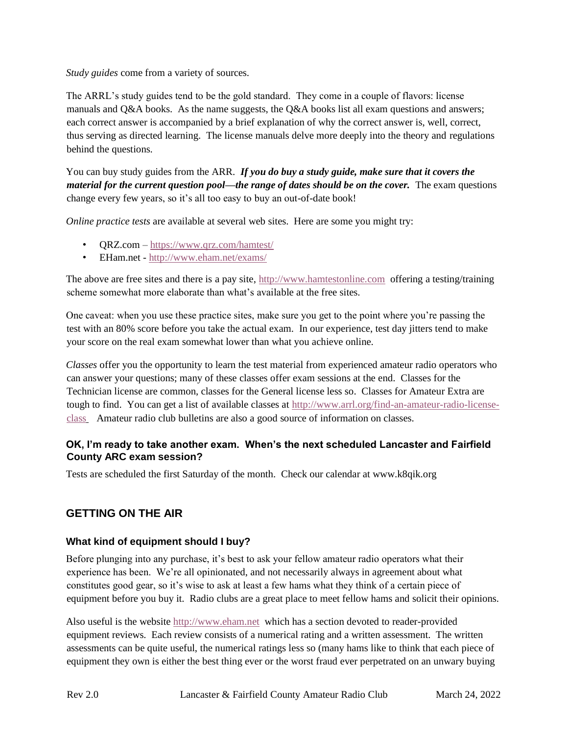*Study guides* come from a variety of sources.

The ARRL's study guides tend to be the gold standard. They come in a couple of flavors: license manuals and Q&A books. As the name suggests, the Q&A books list all exam questions and answers; each correct answer is accompanied by a brief explanation of why the correct answer is, well, correct, thus serving as directed learning. The license manuals delve more deeply into the theory and regulations behind the questions.

You can buy study guides from the ARR. ***If you do buy a study guide, make sure that it covers the material for the current question pool—the range of dates should be on the cover.*** The exam questions change every few years, so it's all too easy to buy an out-of-date book!

*Online practice tests* are available at several web sites. Here are some you might try:

- QRZ.com – https://www.qrz.com/hamtest/
- EHam.net - http://www.eham.net/exams/

The above are free sites and there is a pay site, http://www.hamtestonline.com offering a testing/training scheme somewhat more elaborate than what's available at the free sites.

One caveat: when you use these practice sites, make sure you get to the point where you're passing the test with an 80% score before you take the actual exam. In our experience, test day jitters tend to make your score on the real exam somewhat lower than what you achieve online.

*Classes* offer you the opportunity to learn the test material from experienced amateur radio operators who can answer your questions; many of these classes offer exam sessions at the end. Classes for the Technician license are common, classes for the General license less so. Classes for Amateur Extra are tough to find. You can get a list of available classes at http://www.arrl.org/find-an-amateur-radio-license-class Amateur radio club bulletins are also a good source of information on classes.

### OK, I'm ready to take another exam. When's the next scheduled Lancaster and Fairfield County ARC exam session?

Tests are scheduled the first Saturday of the month. Check our calendar at www.k8qik.org

## GETTING ON THE AIR

### What kind of equipment should I buy?

Before plunging into any purchase, it's best to ask your fellow amateur radio operators what their experience has been. We're all opinionated, and not necessarily always in agreement about what constitutes good gear, so it's wise to ask at least a few hams what they think of a certain piece of equipment before you buy it. Radio clubs are a great place to meet fellow hams and solicit their opinions.

Also useful is the website http://www.eham.net which has a section devoted to reader-provided equipment reviews. Each review consists of a numerical rating and a written assessment. The written assessments can be quite useful, the numerical ratings less so (many hams like to think that each piece of equipment they own is either the best thing ever or the worst fraud ever perpetrated on an unwary buying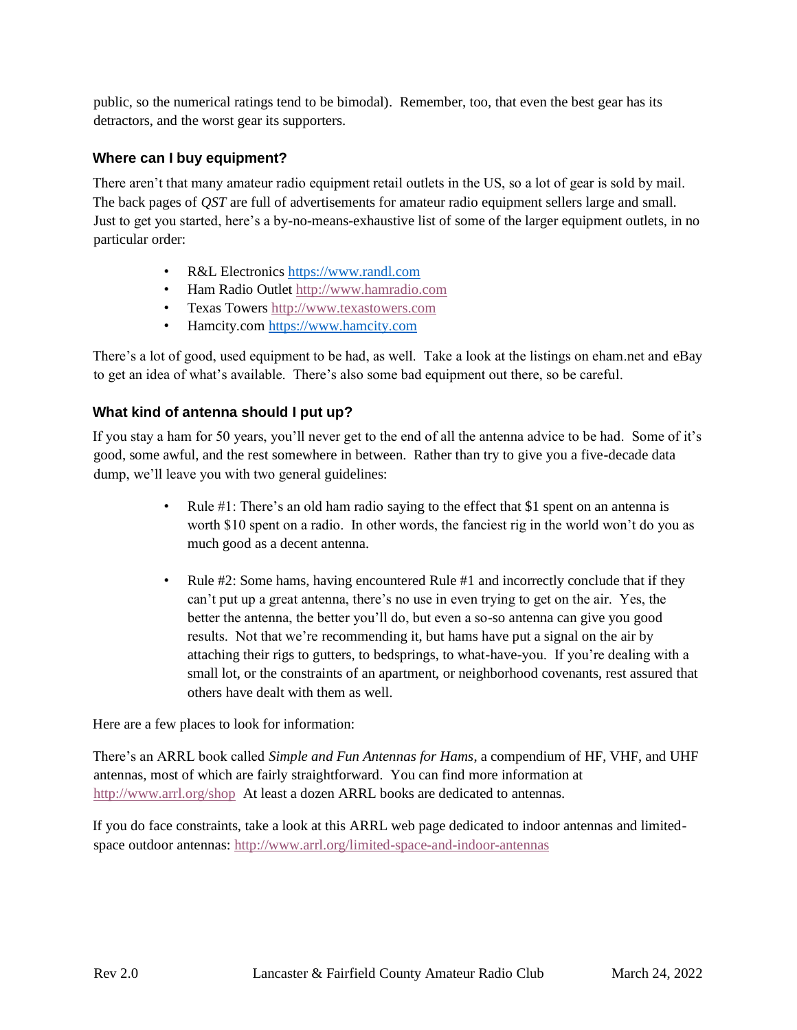public, so the numerical ratings tend to be bimodal). Remember, too, that even the best gear has its detractors, and the worst gear its supporters.

### Where can I buy equipment?

There aren't that many amateur radio equipment retail outlets in the US, so a lot of gear is sold by mail. The back pages of *QST* are full of advertisements for amateur radio equipment sellers large and small. Just to get you started, here's a by-no-means-exhaustive list of some of the larger equipment outlets, in no particular order:

- R&L Electronics https://www.randl.com
- Ham Radio Outlet http://www.hamradio.com
- Texas Towers http://www.texastowers.com
- Hamcity.com https://www.hamcity.com

There's a lot of good, used equipment to be had, as well. Take a look at the listings on eham.net and eBay to get an idea of what's available. There's also some bad equipment out there, so be careful.

### What kind of antenna should I put up?

If you stay a ham for 50 years, you'll never get to the end of all the antenna advice to be had. Some of it's good, some awful, and the rest somewhere in between. Rather than try to give you a five-decade data dump, we'll leave you with two general guidelines:

- Rule #1: There's an old ham radio saying to the effect that $1 spent on an antenna is worth $10 spent on a radio. In other words, the fanciest rig in the world won't do you as much good as a decent antenna.

- Rule #2: Some hams, having encountered Rule #1 and incorrectly conclude that if they can't put up a great antenna, there's no use in even trying to get on the air. Yes, the better the antenna, the better you'll do, but even a so-so antenna can give you good results. Not that we're recommending it, but hams have put a signal on the air by attaching their rigs to gutters, to bedsprings, to what-have-you. If you're dealing with a small lot, or the constraints of an apartment, or neighborhood covenants, rest assured that others have dealt with them as well.

Here are a few places to look for information:

There's an ARRL book called *Simple and Fun Antennas for Hams*, a compendium of HF, VHF, and UHF antennas, most of which are fairly straightforward. You can find more information at http://www.arrl.org/shop At least a dozen ARRL books are dedicated to antennas.

If you do face constraints, take a look at this ARRL web page dedicated to indoor antennas and limited-space outdoor antennas: http://www.arrl.org/limited-space-and-indoor-antennas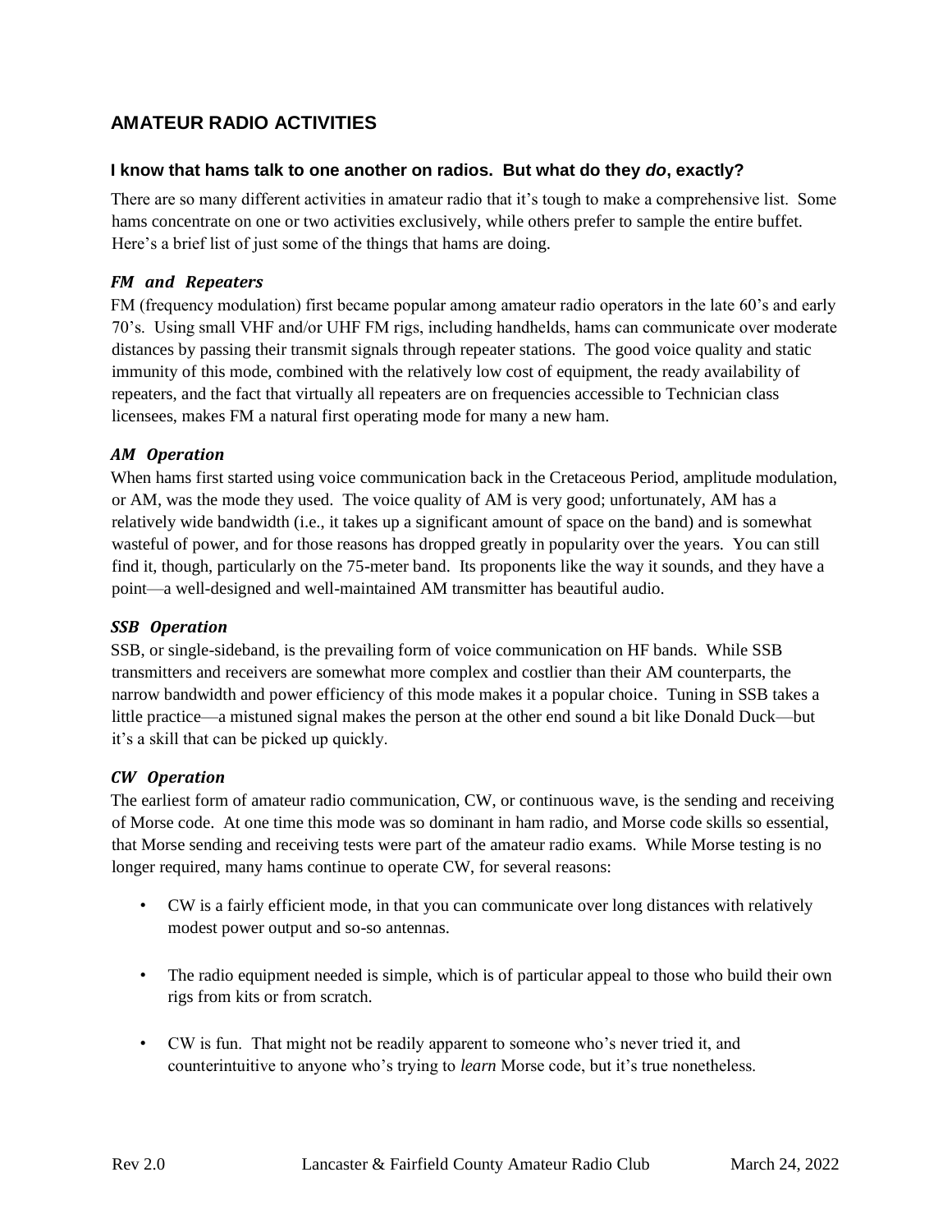## AMATEUR RADIO ACTIVITIES

### I know that hams talk to one another on radios. But what do they *do*, exactly?

There are so many different activities in amateur radio that it's tough to make a comprehensive list. Some hams concentrate on one or two activities exclusively, while others prefer to sample the entire buffet. Here's a brief list of just some of the things that hams are doing.

#### *FM and Repeaters*

FM (frequency modulation) first became popular among amateur radio operators in the late 60's and early 70's. Using small VHF and/or UHF FM rigs, including handhelds, hams can communicate over moderate distances by passing their transmit signals through repeater stations. The good voice quality and static immunity of this mode, combined with the relatively low cost of equipment, the ready availability of repeaters, and the fact that virtually all repeaters are on frequencies accessible to Technician class licensees, makes FM a natural first operating mode for many a new ham.

#### *AM Operation*

When hams first started using voice communication back in the Cretaceous Period, amplitude modulation, or AM, was the mode they used. The voice quality of AM is very good; unfortunately, AM has a relatively wide bandwidth (i.e., it takes up a significant amount of space on the band) and is somewhat wasteful of power, and for those reasons has dropped greatly in popularity over the years. You can still find it, though, particularly on the 75-meter band. Its proponents like the way it sounds, and they have a point—a well-designed and well-maintained AM transmitter has beautiful audio.

#### *SSB Operation*

SSB, or single-sideband, is the prevailing form of voice communication on HF bands. While SSB transmitters and receivers are somewhat more complex and costlier than their AM counterparts, the narrow bandwidth and power efficiency of this mode makes it a popular choice. Tuning in SSB takes a little practice—a mistuned signal makes the person at the other end sound a bit like Donald Duck—but it's a skill that can be picked up quickly.

#### *CW Operation*

The earliest form of amateur radio communication, CW, or continuous wave, is the sending and receiving of Morse code. At one time this mode was so dominant in ham radio, and Morse code skills so essential, that Morse sending and receiving tests were part of the amateur radio exams. While Morse testing is no longer required, many hams continue to operate CW, for several reasons:

- CW is a fairly efficient mode, in that you can communicate over long distances with relatively modest power output and so-so antennas.
- The radio equipment needed is simple, which is of particular appeal to those who build their own rigs from kits or from scratch.
- CW is fun. That might not be readily apparent to someone who's never tried it, and counterintuitive to anyone who's trying to *learn* Morse code, but it's true nonetheless.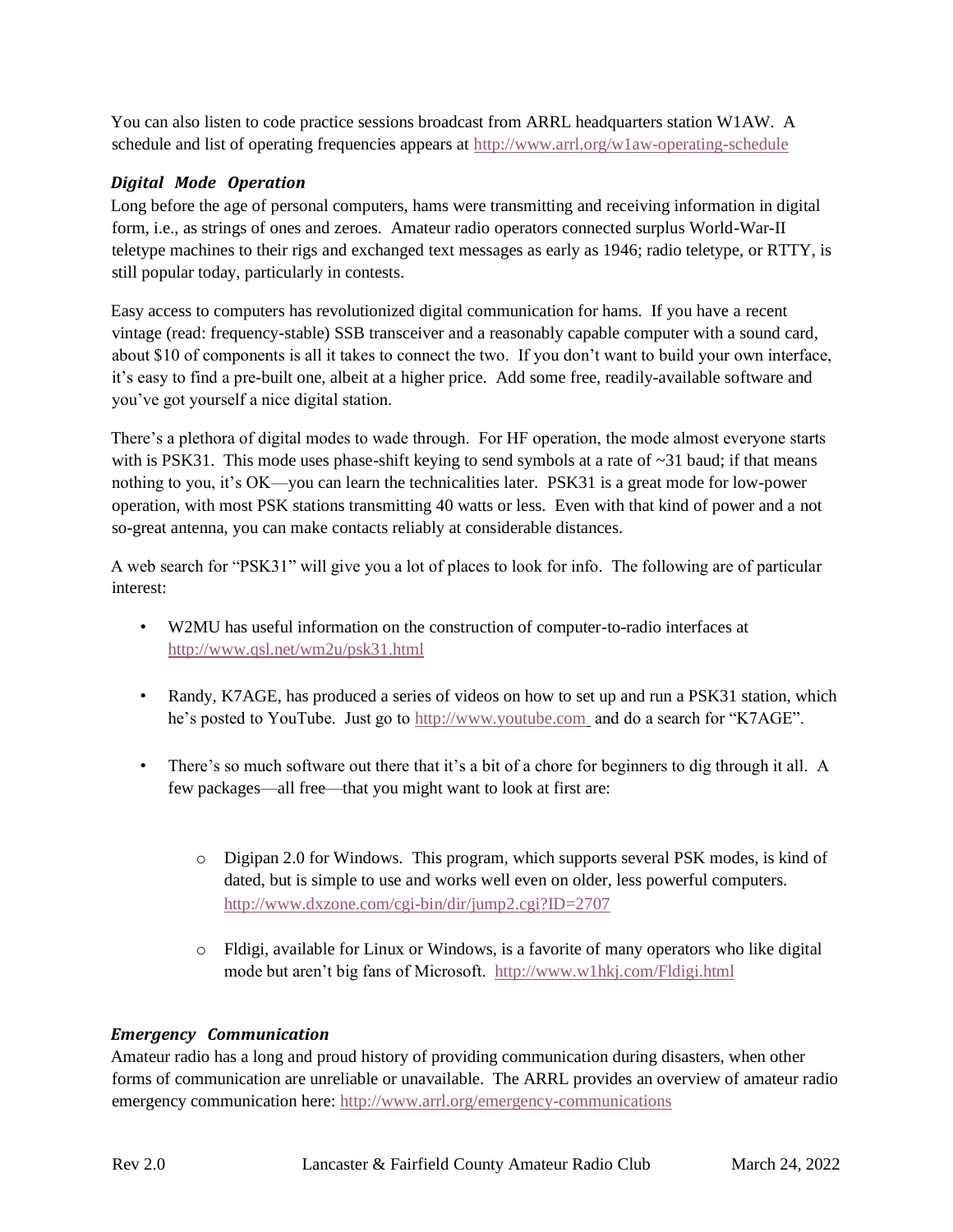You can also listen to code practice sessions broadcast from ARRL headquarters station W1AW. A schedule and list of operating frequencies appears at http://www.arrl.org/w1aw-operating-schedule

### *Digital Mode Operation*

Long before the age of personal computers, hams were transmitting and receiving information in digital form, i.e., as strings of ones and zeroes. Amateur radio operators connected surplus World-War-II teletype machines to their rigs and exchanged text messages as early as 1946; radio teletype, or RTTY, is still popular today, particularly in contests.

Easy access to computers has revolutionized digital communication for hams. If you have a recent vintage (read: frequency-stable) SSB transceiver and a reasonably capable computer with a sound card, about $10 of components is all it takes to connect the two. If you don't want to build your own interface, it's easy to find a pre-built one, albeit at a higher price. Add some free, readily-available software and you've got yourself a nice digital station.

There's a plethora of digital modes to wade through. For HF operation, the mode almost everyone starts with is PSK31. This mode uses phase-shift keying to send symbols at a rate of ~31 baud; if that means nothing to you, it's OK—you can learn the technicalities later. PSK31 is a great mode for low-power operation, with most PSK stations transmitting 40 watts or less. Even with that kind of power and a not so-great antenna, you can make contacts reliably at considerable distances.

A web search for "PSK31" will give you a lot of places to look for info. The following are of particular interest:

- W2MU has useful information on the construction of computer-to-radio interfaces at http://www.qsl.net/wm2u/psk31.html
- Randy, K7AGE, has produced a series of videos on how to set up and run a PSK31 station, which he's posted to YouTube. Just go to http://www.youtube.com and do a search for "K7AGE".
- There's so much software out there that it's a bit of a chore for beginners to dig through it all. A few packages—all free—that you might want to look at first are:
  - Digipan 2.0 for Windows. This program, which supports several PSK modes, is kind of dated, but is simple to use and works well even on older, less powerful computers. http://www.dxzone.com/cgi-bin/dir/jump2.cgi?ID=2707
  - Fldigi, available for Linux or Windows, is a favorite of many operators who like digital mode but aren't big fans of Microsoft. http://www.w1hkj.com/Fldigi.html

### *Emergency Communication*

Amateur radio has a long and proud history of providing communication during disasters, when other forms of communication are unreliable or unavailable. The ARRL provides an overview of amateur radio emergency communication here: http://www.arrl.org/emergency-communications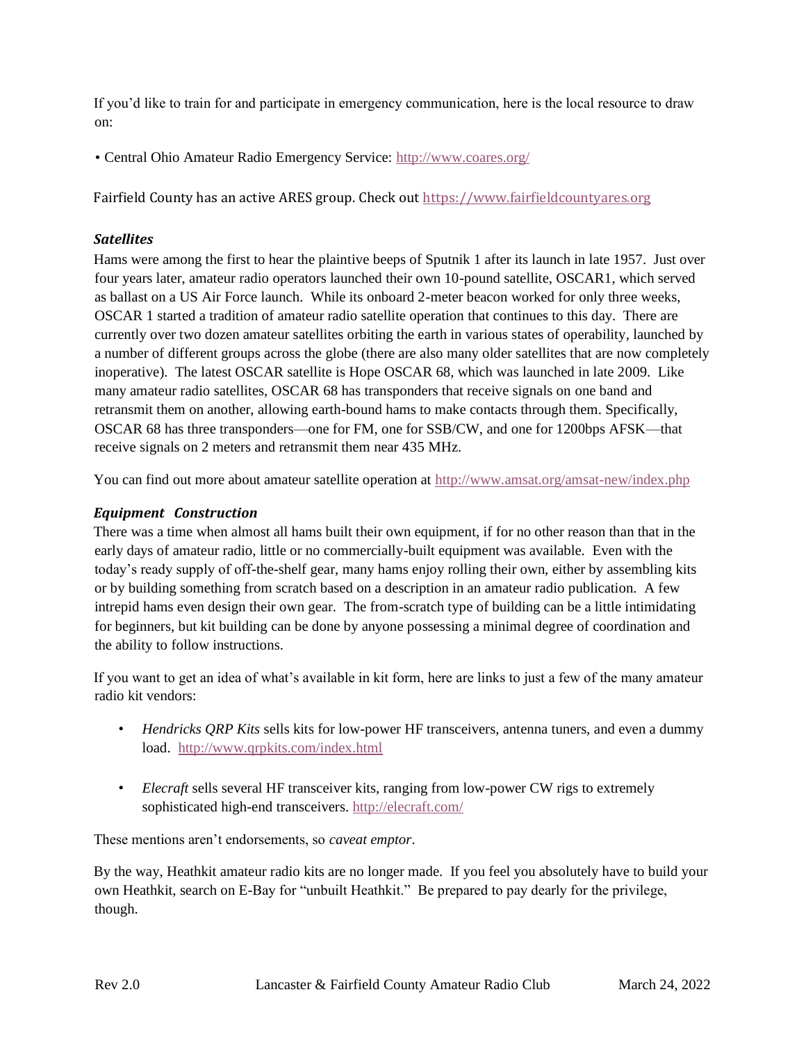If you'd like to train for and participate in emergency communication, here is the local resource to draw on:

• Central Ohio Amateur Radio Emergency Service: http://www.coares.org/

Fairfield County has an active ARES group. Check out https://www.fairfieldcountyares.org

### *Satellites*

Hams were among the first to hear the plaintive beeps of Sputnik 1 after its launch in late 1957. Just over four years later, amateur radio operators launched their own 10-pound satellite, OSCAR1, which served as ballast on a US Air Force launch. While its onboard 2-meter beacon worked for only three weeks, OSCAR 1 started a tradition of amateur radio satellite operation that continues to this day. There are currently over two dozen amateur satellites orbiting the earth in various states of operability, launched by a number of different groups across the globe (there are also many older satellites that are now completely inoperative). The latest OSCAR satellite is Hope OSCAR 68, which was launched in late 2009. Like many amateur radio satellites, OSCAR 68 has transponders that receive signals on one band and retransmit them on another, allowing earth-bound hams to make contacts through them. Specifically, OSCAR 68 has three transponders—one for FM, one for SSB/CW, and one for 1200bps AFSK—that receive signals on 2 meters and retransmit them near 435 MHz.

You can find out more about amateur satellite operation at http://www.amsat.org/amsat-new/index.php

### *Equipment Construction*

There was a time when almost all hams built their own equipment, if for no other reason than that in the early days of amateur radio, little or no commercially-built equipment was available. Even with the today's ready supply of off-the-shelf gear, many hams enjoy rolling their own, either by assembling kits or by building something from scratch based on a description in an amateur radio publication. A few intrepid hams even design their own gear. The from-scratch type of building can be a little intimidating for beginners, but kit building can be done by anyone possessing a minimal degree of coordination and the ability to follow instructions.

If you want to get an idea of what's available in kit form, here are links to just a few of the many amateur radio kit vendors:

- *Hendricks QRP Kits* sells kits for low-power HF transceivers, antenna tuners, and even a dummy load. http://www.qrpkits.com/index.html

- *Elecraft* sells several HF transceiver kits, ranging from low-power CW rigs to extremely sophisticated high-end transceivers. http://elecraft.com/

These mentions aren't endorsements, so *caveat emptor*.

By the way, Heathkit amateur radio kits are no longer made. If you feel you absolutely have to build your own Heathkit, search on E-Bay for "unbuilt Heathkit." Be prepared to pay dearly for the privilege, though.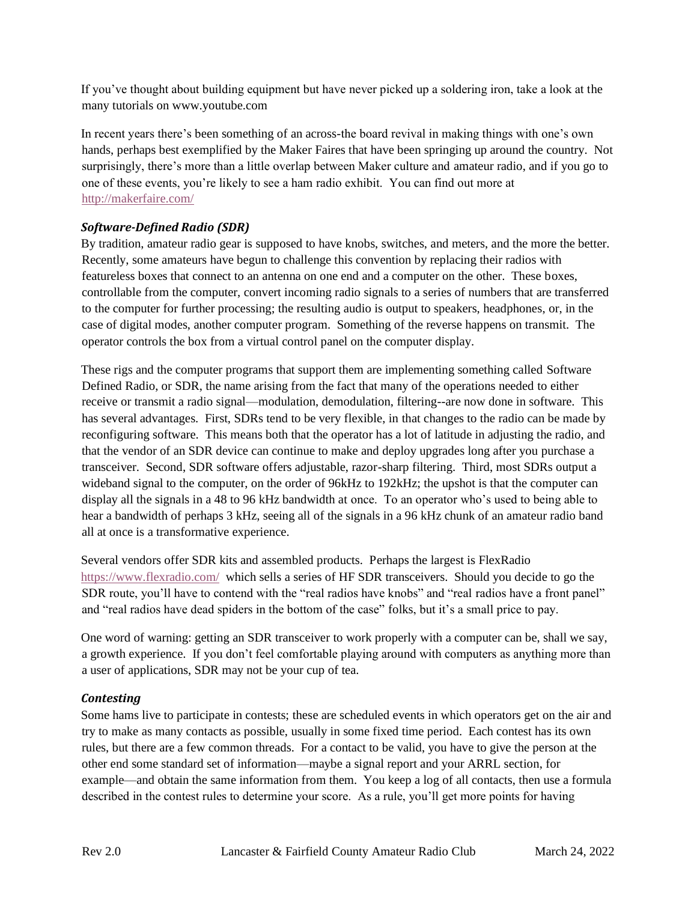If you've thought about building equipment but have never picked up a soldering iron, take a look at the many tutorials on www.youtube.com

In recent years there's been something of an across-the board revival in making things with one's own hands, perhaps best exemplified by the Maker Faires that have been springing up around the country. Not surprisingly, there's more than a little overlap between Maker culture and amateur radio, and if you go to one of these events, you're likely to see a ham radio exhibit. You can find out more at http://makerfaire.com/

### *Software-Defined Radio (SDR)*

By tradition, amateur radio gear is supposed to have knobs, switches, and meters, and the more the better. Recently, some amateurs have begun to challenge this convention by replacing their radios with featureless boxes that connect to an antenna on one end and a computer on the other. These boxes, controllable from the computer, convert incoming radio signals to a series of numbers that are transferred to the computer for further processing; the resulting audio is output to speakers, headphones, or, in the case of digital modes, another computer program. Something of the reverse happens on transmit. The operator controls the box from a virtual control panel on the computer display.

These rigs and the computer programs that support them are implementing something called Software Defined Radio, or SDR, the name arising from the fact that many of the operations needed to either receive or transmit a radio signal—modulation, demodulation, filtering--are now done in software. This has several advantages. First, SDRs tend to be very flexible, in that changes to the radio can be made by reconfiguring software. This means both that the operator has a lot of latitude in adjusting the radio, and that the vendor of an SDR device can continue to make and deploy upgrades long after you purchase a transceiver. Second, SDR software offers adjustable, razor-sharp filtering. Third, most SDRs output a wideband signal to the computer, on the order of 96kHz to 192kHz; the upshot is that the computer can display all the signals in a 48 to 96 kHz bandwidth at once. To an operator who's used to being able to hear a bandwidth of perhaps 3 kHz, seeing all of the signals in a 96 kHz chunk of an amateur radio band all at once is a transformative experience.

Several vendors offer SDR kits and assembled products. Perhaps the largest is FlexRadio https://www.flexradio.com/ which sells a series of HF SDR transceivers. Should you decide to go the SDR route, you'll have to contend with the "real radios have knobs" and "real radios have a front panel" and "real radios have dead spiders in the bottom of the case" folks, but it's a small price to pay.

One word of warning: getting an SDR transceiver to work properly with a computer can be, shall we say, a growth experience. If you don't feel comfortable playing around with computers as anything more than a user of applications, SDR may not be your cup of tea.

### *Contesting*

Some hams live to participate in contests; these are scheduled events in which operators get on the air and try to make as many contacts as possible, usually in some fixed time period. Each contest has its own rules, but there are a few common threads. For a contact to be valid, you have to give the person at the other end some standard set of information—maybe a signal report and your ARRL section, for example—and obtain the same information from them. You keep a log of all contacts, then use a formula described in the contest rules to determine your score. As a rule, you'll get more points for having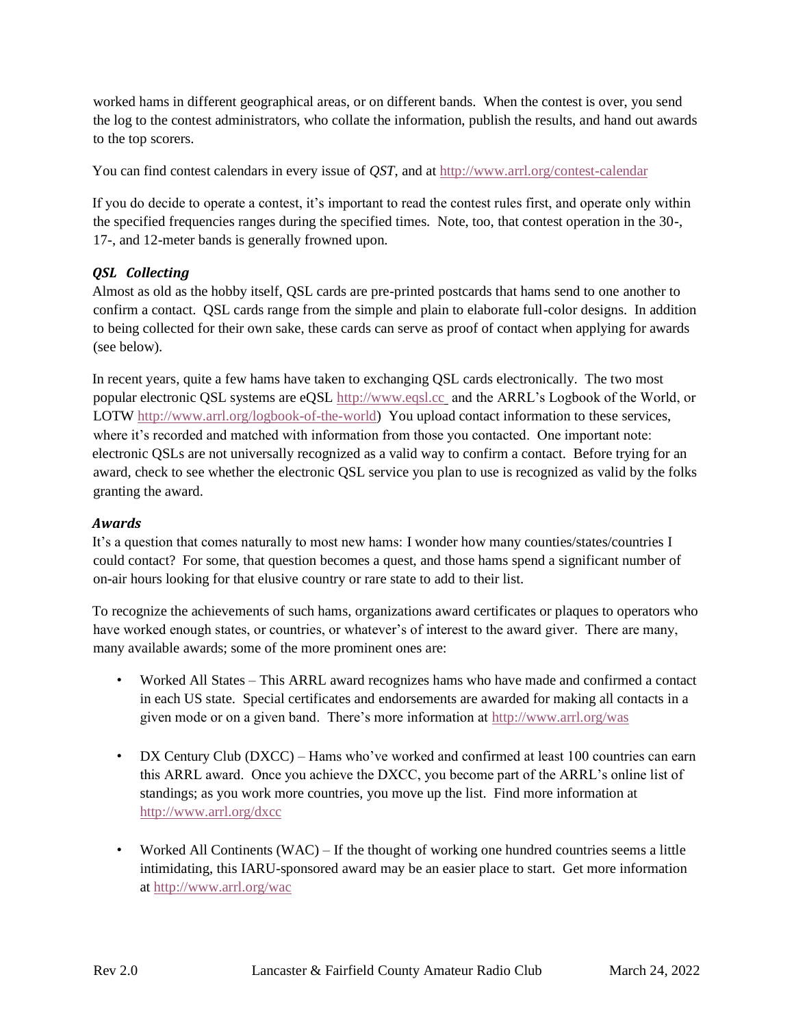worked hams in different geographical areas, or on different bands. When the contest is over, you send the log to the contest administrators, who collate the information, publish the results, and hand out awards to the top scorers.

You can find contest calendars in every issue of *QST*, and at http://www.arrl.org/contest-calendar

If you do decide to operate a contest, it's important to read the contest rules first, and operate only within the specified frequencies ranges during the specified times. Note, too, that contest operation in the 30-, 17-, and 12-meter bands is generally frowned upon.

### *QSL Collecting*

Almost as old as the hobby itself, QSL cards are pre-printed postcards that hams send to one another to confirm a contact. QSL cards range from the simple and plain to elaborate full-color designs. In addition to being collected for their own sake, these cards can serve as proof of contact when applying for awards (see below).

In recent years, quite a few hams have taken to exchanging QSL cards electronically. The two most popular electronic QSL systems are eQSL http://www.eqsl.cc and the ARRL's Logbook of the World, or LOTW http://www.arrl.org/logbook-of-the-world) You upload contact information to these services, where it's recorded and matched with information from those you contacted. One important note: electronic QSLs are not universally recognized as a valid way to confirm a contact. Before trying for an award, check to see whether the electronic QSL service you plan to use is recognized as valid by the folks granting the award.

### *Awards*

It's a question that comes naturally to most new hams: I wonder how many counties/states/countries I could contact? For some, that question becomes a quest, and those hams spend a significant number of on-air hours looking for that elusive country or rare state to add to their list.

To recognize the achievements of such hams, organizations award certificates or plaques to operators who have worked enough states, or countries, or whatever's of interest to the award giver. There are many, many available awards; some of the more prominent ones are:

- Worked All States – This ARRL award recognizes hams who have made and confirmed a contact in each US state. Special certificates and endorsements are awarded for making all contacts in a given mode or on a given band. There's more information at http://www.arrl.org/was

- DX Century Club (DXCC) – Hams who've worked and confirmed at least 100 countries can earn this ARRL award. Once you achieve the DXCC, you become part of the ARRL's online list of standings; as you work more countries, you move up the list. Find more information at http://www.arrl.org/dxcc

- Worked All Continents (WAC) – If the thought of working one hundred countries seems a little intimidating, this IARU-sponsored award may be an easier place to start. Get more information at http://www.arrl.org/wac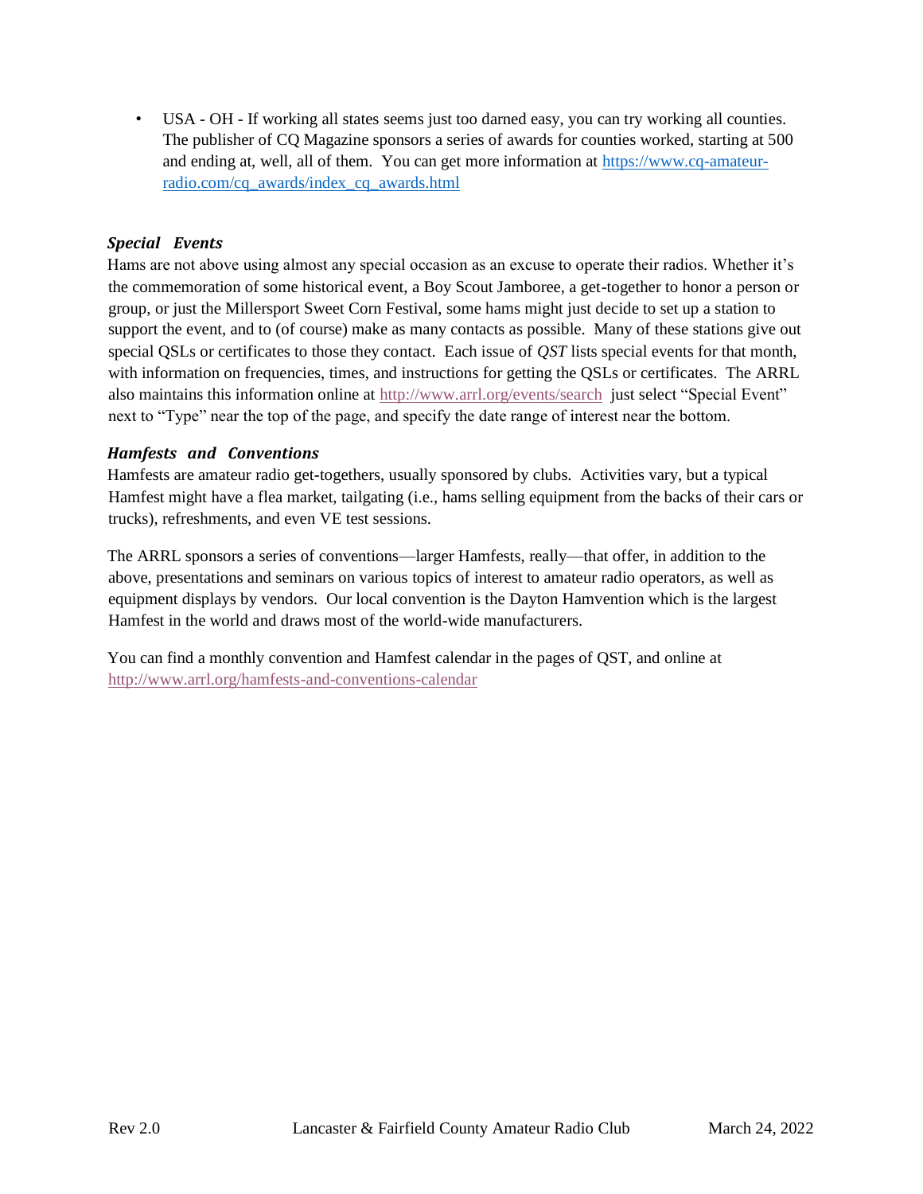- USA - OH - If working all states seems just too darned easy, you can try working all counties. The publisher of CQ Magazine sponsors a series of awards for counties worked, starting at 500 and ending at, well, all of them. You can get more information at https://www.cq-amateur-radio.com/cq_awards/index_cq_awards.html

### *Special Events*

Hams are not above using almost any special occasion as an excuse to operate their radios. Whether it's the commemoration of some historical event, a Boy Scout Jamboree, a get-together to honor a person or group, or just the Millersport Sweet Corn Festival, some hams might just decide to set up a station to support the event, and to (of course) make as many contacts as possible. Many of these stations give out special QSLs or certificates to those they contact. Each issue of *QST* lists special events for that month, with information on frequencies, times, and instructions for getting the QSLs or certificates. The ARRL also maintains this information online at http://www.arrl.org/events/search just select "Special Event" next to "Type" near the top of the page, and specify the date range of interest near the bottom.

### *Hamfests and Conventions*

Hamfests are amateur radio get-togethers, usually sponsored by clubs. Activities vary, but a typical Hamfest might have a flea market, tailgating (i.e., hams selling equipment from the backs of their cars or trucks), refreshments, and even VE test sessions.

The ARRL sponsors a series of conventions—larger Hamfests, really—that offer, in addition to the above, presentations and seminars on various topics of interest to amateur radio operators, as well as equipment displays by vendors. Our local convention is the Dayton Hamvention which is the largest Hamfest in the world and draws most of the world-wide manufacturers.

You can find a monthly convention and Hamfest calendar in the pages of QST, and online at http://www.arrl.org/hamfests-and-conventions-calendar